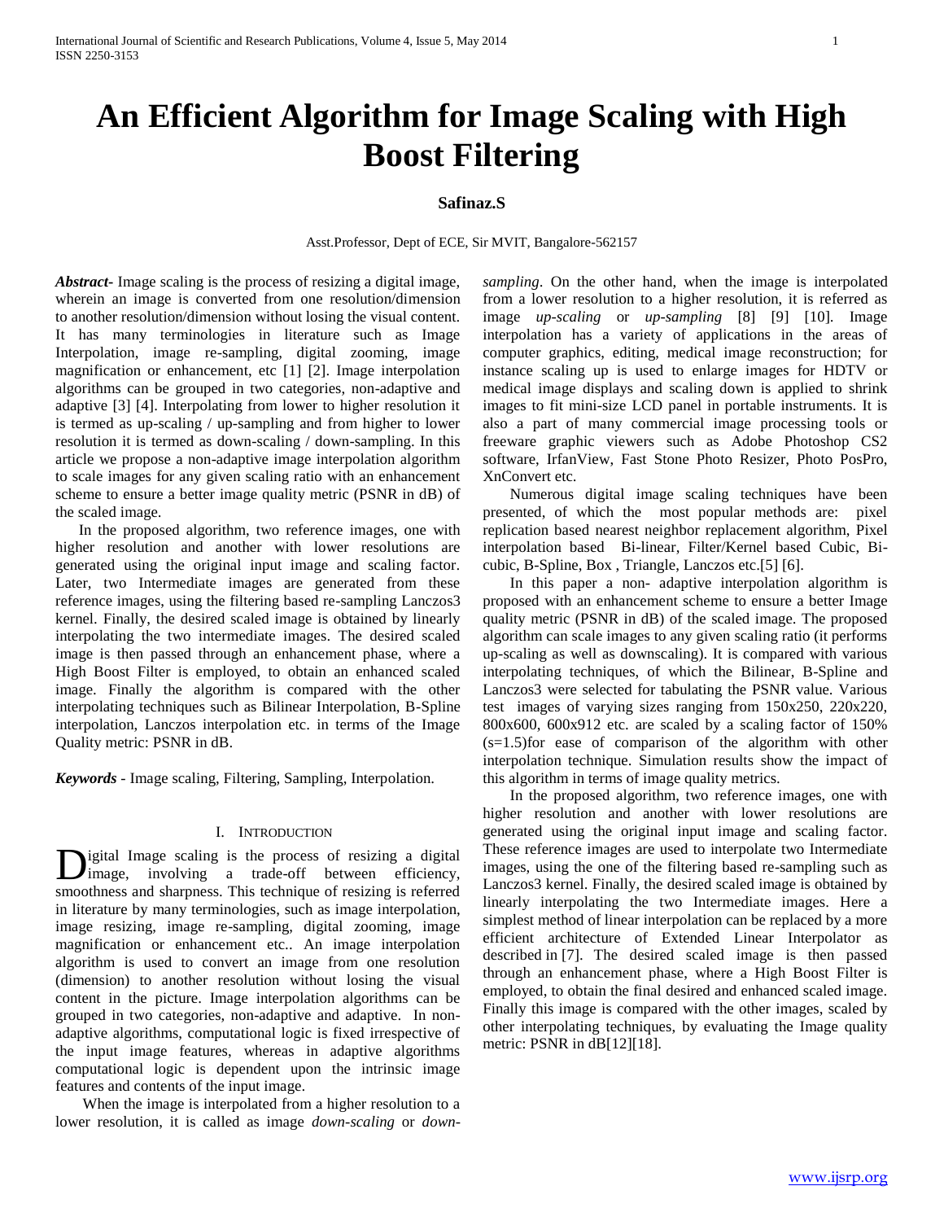# An Efficient Algorithm for Image Scaling with High Boost Filtering

**Safinaz.S**

Asst.Professor, Dept of ECE, Sir MVIT, Bangalore-562157

***Abstract*-** Image scaling is the process of resizing a digital image, wherein an image is converted from one resolution/dimension to another resolution/dimension without losing the visual content. It has many terminologies in literature such as Image Interpolation, image re-sampling, digital zooming, image magnification or enhancement, etc [1] [2]. Image interpolation algorithms can be grouped in two categories, non-adaptive and adaptive [3] [4]. Interpolating from lower to higher resolution it is termed as up-scaling / up-sampling and from higher to lower resolution it is termed as down-scaling / down-sampling. In this article we propose a non-adaptive image interpolation algorithm to scale images for any given scaling ratio with an enhancement scheme to ensure a better image quality metric (PSNR in dB) of the scaled image.

In the proposed algorithm, two reference images, one with higher resolution and another with lower resolutions are generated using the original input image and scaling factor. Later, two Intermediate images are generated from these reference images, using the filtering based re-sampling Lanczos3 kernel. Finally, the desired scaled image is obtained by linearly interpolating the two intermediate images. The desired scaled image is then passed through an enhancement phase, where a High Boost Filter is employed, to obtain an enhanced scaled image. Finally the algorithm is compared with the other interpolating techniques such as Bilinear Interpolation, B-Spline interpolation, Lanczos interpolation etc. in terms of the Image Quality metric: PSNR in dB.

***Keywords*** - Image scaling, Filtering, Sampling, Interpolation.

## I. Introduction

Digital Image scaling is the process of resizing a digital image, involving a trade-off between efficiency, smoothness and sharpness. This technique of resizing is referred in literature by many terminologies, such as image interpolation, image resizing, image re-sampling, digital zooming, image magnification or enhancement etc.. An image interpolation algorithm is used to convert an image from one resolution (dimension) to another resolution without losing the visual content in the picture. Image interpolation algorithms can be grouped in two categories, non-adaptive and adaptive. In non-adaptive algorithms, computational logic is fixed irrespective of the input image features, whereas in adaptive algorithms computational logic is dependent upon the intrinsic image features and contents of the input image.

When the image is interpolated from a higher resolution to a lower resolution, it is called as image *down-scaling* or *down-sampling*. On the other hand, when the image is interpolated from a lower resolution to a higher resolution, it is referred as image *up-scaling* or *up-sampling* [8] [9] [10]. Image interpolation has a variety of applications in the areas of computer graphics, editing, medical image reconstruction; for instance scaling up is used to enlarge images for HDTV or medical image displays and scaling down is applied to shrink images to fit mini-size LCD panel in portable instruments. It is also a part of many commercial image processing tools or freeware graphic viewers such as Adobe Photoshop CS2 software, IrfanView, Fast Stone Photo Resizer, Photo PosPro, XnConvert etc.

Numerous digital image scaling techniques have been presented, of which the most popular methods are: pixel replication based nearest neighbor replacement algorithm, Pixel interpolation based Bi-linear, Filter/Kernel based Cubic, Bi-cubic, B-Spline, Box , Triangle, Lanczos etc.[5] [6].

In this paper a non- adaptive interpolation algorithm is proposed with an enhancement scheme to ensure a better Image quality metric (PSNR in dB) of the scaled image. The proposed algorithm can scale images to any given scaling ratio (it performs up-scaling as well as downscaling). It is compared with various interpolating techniques, of which the Bilinear, B-Spline and Lanczos3 were selected for tabulating the PSNR value. Various test images of varying sizes ranging from 150x250, 220x220, 800x600, 600x912 etc. are scaled by a scaling factor of 150% (s=1.5)for ease of comparison of the algorithm with other interpolation technique. Simulation results show the impact of this algorithm in terms of image quality metrics.

In the proposed algorithm, two reference images, one with higher resolution and another with lower resolutions are generated using the original input image and scaling factor. These reference images are used to interpolate two Intermediate images, using the one of the filtering based re-sampling such as Lanczos3 kernel. Finally, the desired scaled image is obtained by linearly interpolating the two Intermediate images. Here a simplest method of linear interpolation can be replaced by a more efficient architecture of Extended Linear Interpolator as described in [7]. The desired scaled image is then passed through an enhancement phase, where a High Boost Filter is employed, to obtain the final desired and enhanced scaled image. Finally this image is compared with the other images, scaled by other interpolating techniques, by evaluating the Image quality metric: PSNR in dB[12][18].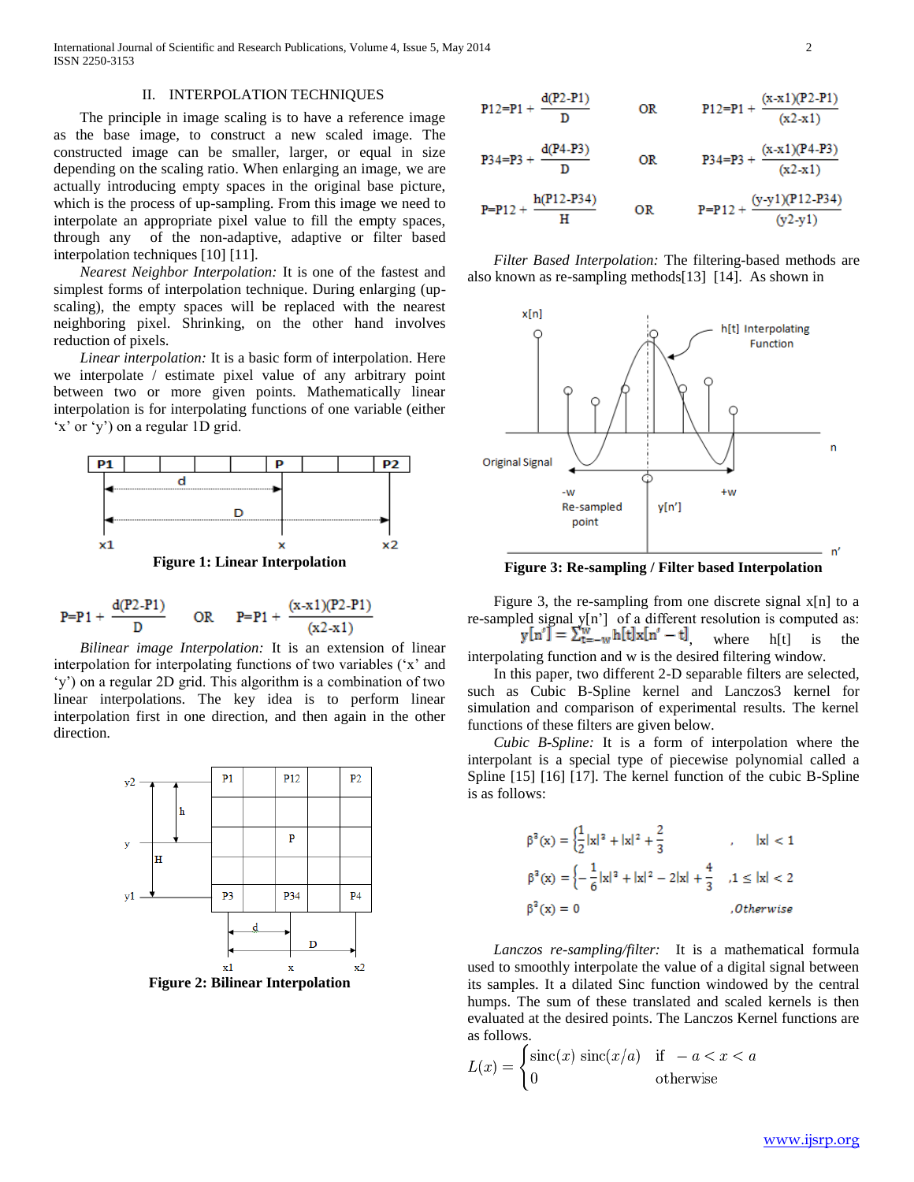## II. INTERPOLATION TECHNIQUES

The principle in image scaling is to have a reference image as the base image, to construct a new scaled image. The constructed image can be smaller, larger, or equal in size depending on the scaling ratio. When enlarging an image, we are actually introducing empty spaces in the original base picture, which is the process of up-sampling. From this image we need to interpolate an appropriate pixel value to fill the empty spaces, through any of the non-adaptive, adaptive or filter based interpolation techniques [10] [11].

*Nearest Neighbor Interpolation:* It is one of the fastest and simplest forms of interpolation technique. During enlarging (up-scaling), the empty spaces will be replaced with the nearest neighboring pixel. Shrinking, on the other hand involves reduction of pixels.

*Linear interpolation:* It is a basic form of interpolation. Here we interpolate / estimate pixel value of any arbitrary point between two or more given points. Mathematically linear interpolation is for interpolating functions of one variable (either 'x' or 'y') on a regular 1D grid.

**Figure 1: Linear Interpolation**

$$P = P1 + \frac{d(P2-P1)}{D} \quad \text{OR} \quad P = P1 + \frac{(x-x1)(P2-P1)}{(x2-x1)}$$

*Bilinear image Interpolation:* It is an extension of linear interpolation for interpolating functions of two variables ('x' and 'y') on a regular 2D grid. This algorithm is a combination of two linear interpolations. The key idea is to perform linear interpolation first in one direction, and then again in the other direction.

**Figure 2: Bilinear Interpolation**

$$P12 = P1 + \frac{d(P2-P1)}{D} \quad \text{OR} \quad P12 = P1 + \frac{(x-x1)(P2-P1)}{(x2-x1)}$$

$$P34 = P3 + \frac{d(P4-P3)}{D} \quad \text{OR} \quad P34 = P3 + \frac{(x-x1)(P4-P3)}{(x2-x1)}$$

$$P = P12 + \frac{h(P12-P34)}{H} \quad \text{OR} \quad P = P12 + \frac{(y-y1)(P12-P34)}{(y2-y1)}$$

*Filter Based Interpolation:* The filtering-based methods are also known as re-sampling methods[13] [14]. As shown in

**Figure 3: Re-sampling / Filter based Interpolation**

Figure 3, the re-sampling from one discrete signal x[n] to a re-sampled signal y[n'] of a different resolution is computed as: $y[n'] = \sum_{t=-w}^{w} h[t]x[n'-t]$, where h[t] is the interpolating function and w is the desired filtering window.

In this paper, two different 2-D separable filters are selected, such as Cubic B-Spline kernel and Lanczos3 kernel for simulation and comparison of experimental results. The kernel functions of these filters are given below.

*Cubic B-Spline:* It is a form of interpolation where the interpolant is a special type of piecewise polynomial called a Spline [15] [16] [17]. The kernel function of the cubic B-Spline is as follows:

$$\beta^3(x) = \left\{\frac{1}{2}|x|^3 + |x|^2 + \frac{2}{3} \qquad , \quad |x| < 1\right.$$

$$\beta^3(x) = \left\{-\frac{1}{6}|x|^3 + |x|^2 - 2|x| + \frac{4}{3} \qquad ,1 \le |x| < 2\right.$$

$$\beta^3(x) = 0 \qquad ,Otherwise$$

*Lanczos re-sampling/filter:* It is a mathematical formula used to smoothly interpolate the value of a digital signal between its samples. It a dilated Sinc function windowed by the central humps. The sum of these translated and scaled kernels is then evaluated at the desired points. The Lanczos Kernel functions are as follows:

$$L(x) = \begin{cases} \text{sinc}(x)\ \text{sinc}(x/a) & \text{if } \ -a < x < a \\ 0 & \text{otherwise} \end{cases}$$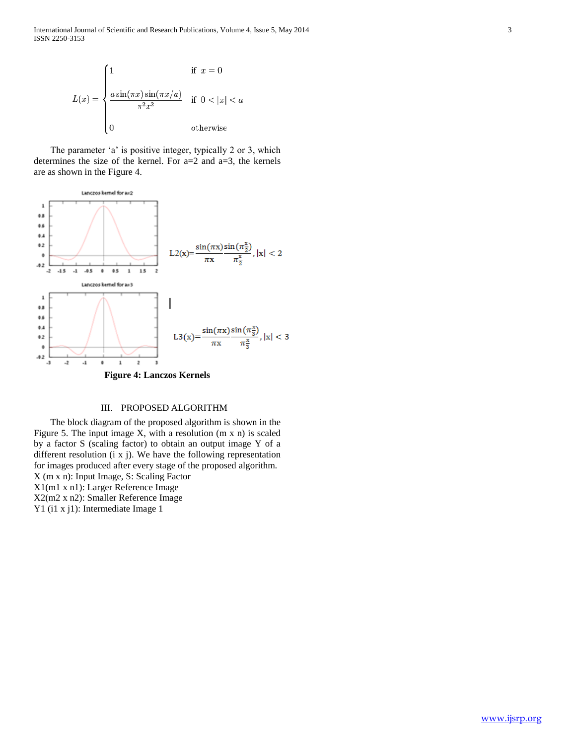$$
L(x) = \begin{cases} 1 & \text{if } x = 0 \\ \dfrac{a \sin(\pi x) \sin(\pi x / a)}{\pi^2 x^2} & \text{if } 0 < |x| < a \\ 0 & \text{otherwise} \end{cases}
$$

The parameter 'a' is positive integer, typically 2 or 3, which determines the size of the kernel. For a=2 and a=3, the kernels are as shown in the Figure 4.

$$
L2(x) = \frac{\sin(\pi x)}{\pi x} \frac{\sin(\pi \frac{x}{2})}{\pi \frac{x}{2}}, |x| < 2
$$

$$
L3(x) = \frac{\sin(\pi x)}{\pi x} \frac{\sin(\pi \frac{x}{3})}{\pi \frac{x}{3}}, |x| < 3
$$

**Figure 4: Lanczos Kernels**

## III. PROPOSED ALGORITHM

The block diagram of the proposed algorithm is shown in the Figure 5. The input image X, with a resolution (m x n) is scaled by a factor S (scaling factor) to obtain an output image Y of a different resolution (i x j). We have the following representation for images produced after every stage of the proposed algorithm.

X (m x n): Input Image, S: Scaling Factor
X1(m1 x n1): Larger Reference Image
X2(m2 x n2): Smaller Reference Image
Y1 (i1 x j1): Intermediate Image 1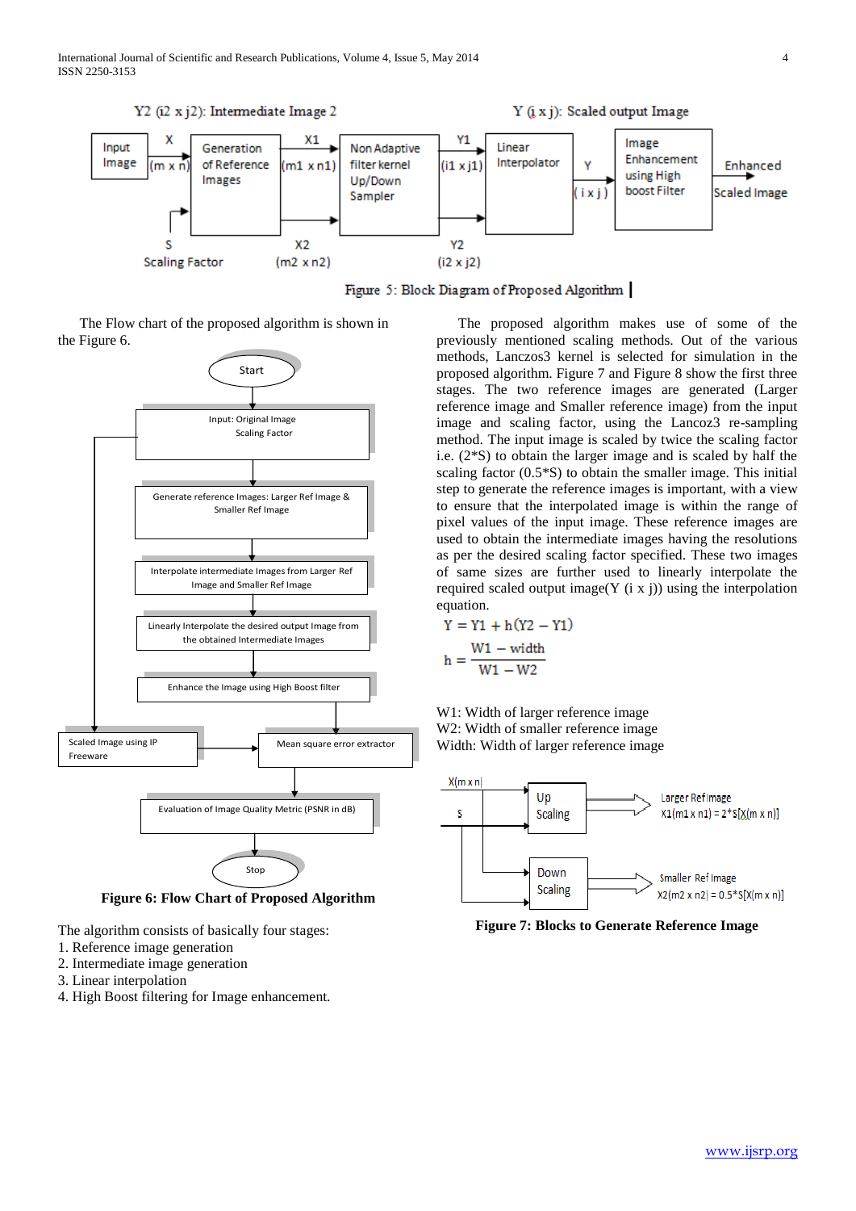Figure 5: Block Diagram of Proposed Algorithm

The Flow chart of the proposed algorithm is shown in the Figure 6.

**Figure 6: Flow Chart of Proposed Algorithm**

The algorithm consists of basically four stages:
1. Reference image generation
2. Intermediate image generation
3. Linear interpolation
4. High Boost filtering for Image enhancement.

The proposed algorithm makes use of some of the previously mentioned scaling methods. Out of the various methods, Lanczos3 kernel is selected for simulation in the proposed algorithm. Figure 7 and Figure 8 show the first three stages. The two reference images are generated (Larger reference image and Smaller reference image) from the input image and scaling factor, using the Lancoz3 re-sampling method. The input image is scaled by twice the scaling factor i.e. (2*S) to obtain the larger image and is scaled by half the scaling factor (0.5*S) to obtain the smaller image. This initial step to generate the reference images is important, with a view to ensure that the interpolated image is within the range of pixel values of the input image. These reference images are used to obtain the intermediate images having the resolutions as per the desired scaling factor specified. These two images of same sizes are further used to linearly interpolate the required scaled output image(Y (i x j)) using the interpolation equation.

$$Y = Y1 + h(Y2 - Y1)$$

$$h = \frac{W1 - width}{W1 - W2}$$

W1: Width of larger reference image
W2: Width of smaller reference image
Width: Width of larger reference image

**Figure 7: Blocks to Generate Reference Image**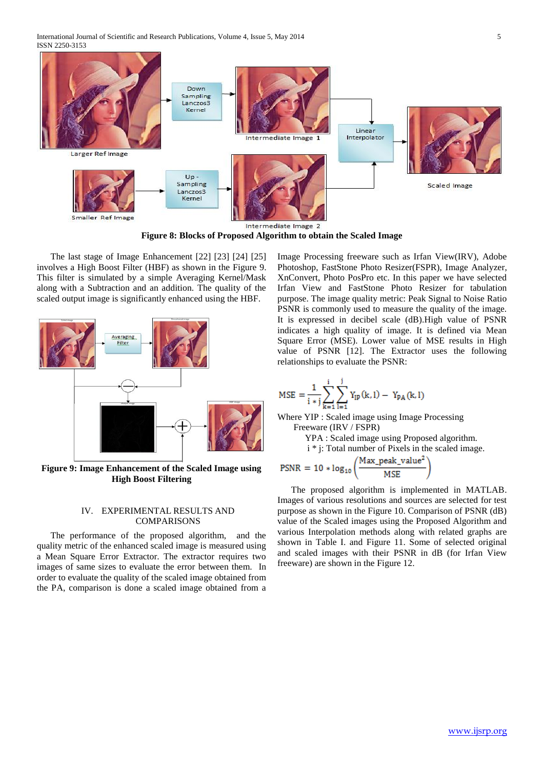Figure 8: Blocks of Proposed Algorithm to obtain the Scaled Image

The last stage of Image Enhancement [22] [23] [24] [25] involves a High Boost Filter (HBF) as shown in the Figure 9. This filter is simulated by a simple Averaging Kernel/Mask along with a Subtraction and an addition. The quality of the scaled output image is significantly enhanced using the HBF.

**Figure 9: Image Enhancement of the Scaled Image using High Boost Filtering**

## IV. EXPERIMENTAL RESULTS AND COMPARISONS

The performance of the proposed algorithm, and the quality metric of the enhanced scaled image is measured using a Mean Square Error Extractor. The extractor requires two images of same sizes to evaluate the error between them. In order to evaluate the quality of the scaled image obtained from the PA, comparison is done a scaled image obtained from a Image Processing freeware such as Irfan View(IRV), Adobe Photoshop, FastStone Photo Resizer(FSPR), Image Analyzer, XnConvert, Photo PosPro etc. In this paper we have selected Irfan View and FastStone Photo Resizer for tabulation purpose. The image quality metric: Peak Signal to Noise Ratio PSNR is commonly used to measure the quality of the image. It is expressed in decibel scale (dB).High value of PSNR indicates a high quality of image. It is defined via Mean Square Error (MSE). Lower value of MSE results in High value of PSNR [12]. The Extractor uses the following relationships to evaluate the PSNR:

$$MSE = \frac{1}{i * j} \sum_{k=1}^{i} \sum_{l=1}^{j} Y_{IP}(k,l) - Y_{PA}(k,l)$$

Where YIP : Scaled image using Image Processing Freeware (IRV / FSPR)

YPA : Scaled image using Proposed algorithm.

i * j: Total number of Pixels in the scaled image.

$$PSNR = 10 * \log_{10}\left(\frac{Max\_peak\_value^2}{MSE}\right)$$

The proposed algorithm is implemented in MATLAB. Images of various resolutions and sources are selected for test purpose as shown in the Figure 10. Comparison of PSNR (dB) value of the Scaled images using the Proposed Algorithm and various Interpolation methods along with related graphs are shown in Table I. and Figure 11. Some of selected original and scaled images with their PSNR in dB (for Irfan View freeware) are shown in the Figure 12.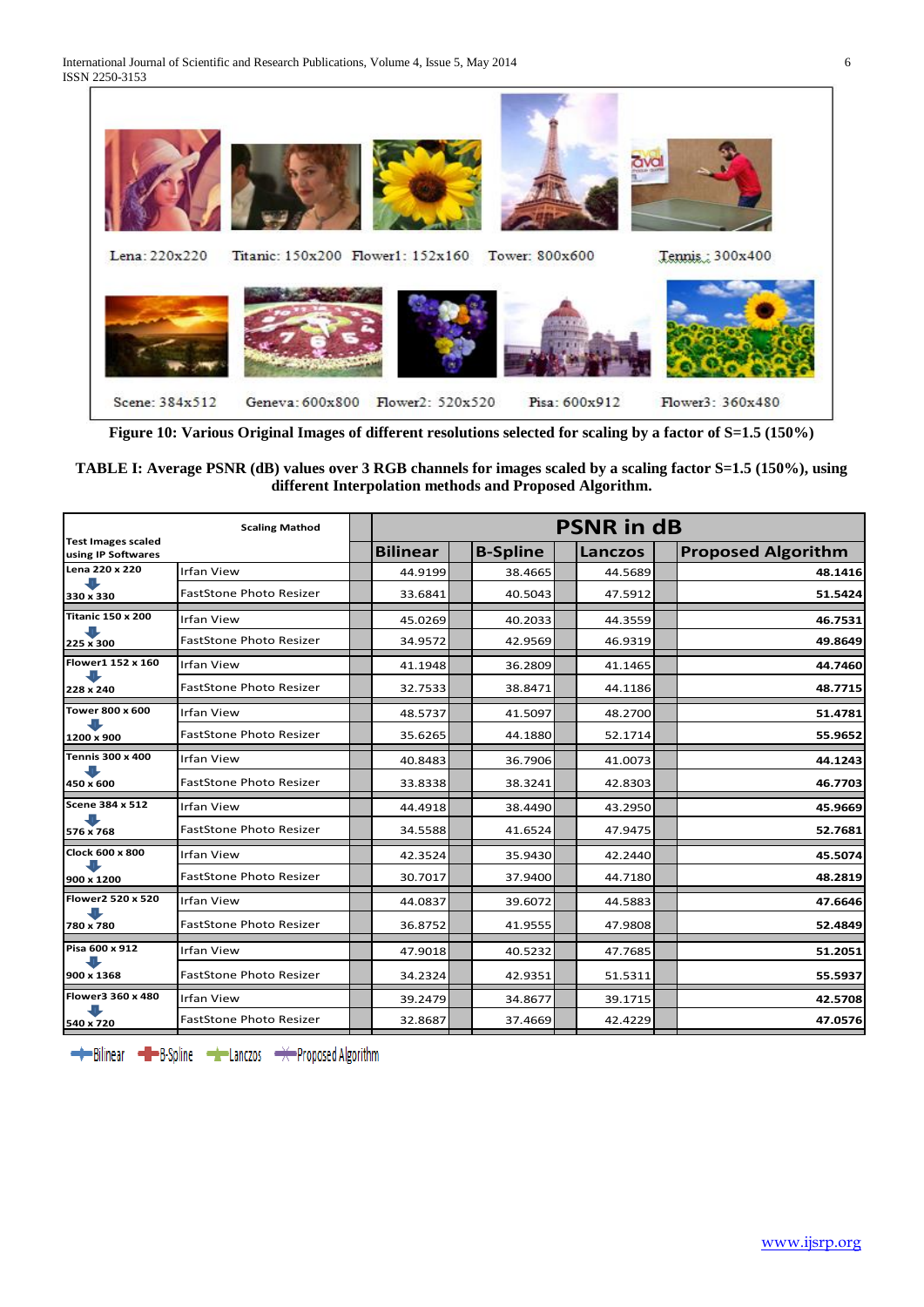Lena: 220x220 Titanic: 150x200 Flower1: 152x160 Tower: 800x600 Tennis : 300x400

Scene: 384x512 Geneva: 600x800 Flower2: 520x520 Pisa: 600x912 Flower3: 360x480

**Figure 10: Various Original Images of different resolutions selected for scaling by a factor of S=1.5 (150%)**

**TABLE I: Average PSNR (dB) values over 3 RGB channels for images scaled by a scaling factor S=1.5 (150%), using different Interpolation methods and Proposed Algorithm.**

| Test Images scaled using IP Softwares | Scaling Mathod | PSNR in dB | | | |
|---|---|---|---|---|---|
| | | Bilinear | B-Spline | Lanczos | Proposed Algorithm |
| Lena 220 x 220 → 330 x 330 | Irfan View | 44.9199 | 38.4665 | 44.5689 | **48.1416** |
| | FastStone Photo Resizer | 33.6841 | 40.5043 | 47.5912 | **51.5424** |
| Titanic 150 x 200 → 225 x 300 | Irfan View | 45.0269 | 40.2033 | 44.3559 | **46.7531** |
| | FastStone Photo Resizer | 34.9572 | 42.9569 | 46.9319 | **49.8649** |
| Flower1 152 x 160 → 228 x 240 | Irfan View | 41.1948 | 36.2809 | 41.1465 | **44.7460** |
| | FastStone Photo Resizer | 32.7533 | 38.8471 | 44.1186 | **48.7715** |
| Tower 800 x 600 → 1200 x 900 | Irfan View | 48.5737 | 41.5097 | 48.2700 | **51.4781** |
| | FastStone Photo Resizer | 35.6265 | 44.1880 | 52.1714 | **55.9652** |
| Tennis 300 x 400 → 450 x 600 | Irfan View | 40.8483 | 36.7906 | 41.0073 | **44.1243** |
| | FastStone Photo Resizer | 33.8338 | 38.3241 | 42.8303 | **46.7703** |
| Scene 384 x 512 → 576 x 768 | Irfan View | 44.4918 | 38.4490 | 43.2950 | **45.9669** |
| | FastStone Photo Resizer | 34.5588 | 41.6524 | 47.9475 | **52.7681** |
| Clock 600 x 800 → 900 x 1200 | Irfan View | 42.3524 | 35.9430 | 42.2440 | **45.5074** |
| | FastStone Photo Resizer | 30.7017 | 37.9400 | 44.7180 | **48.2819** |
| Flower2 520 x 520 → 780 x 780 | Irfan View | 44.0837 | 39.6072 | 44.5883 | **47.6646** |
| | FastStone Photo Resizer | 36.8752 | 41.9555 | 47.9808 | **52.4849** |
| Pisa 600 x 912 → 900 x 1368 | Irfan View | 47.9018 | 40.5232 | 47.7685 | **51.2051** |
| | FastStone Photo Resizer | 34.2324 | 42.9351 | 51.5311 | **55.5937** |
| Flower3 360 x 480 → 540 x 720 | Irfan View | 39.2479 | 34.8677 | 39.1715 | **42.5708** |
| | FastStone Photo Resizer | 32.8687 | 37.4669 | 42.4229 | **47.0576** |

Bilinear B-Spline Lanczos Proposed Algorithm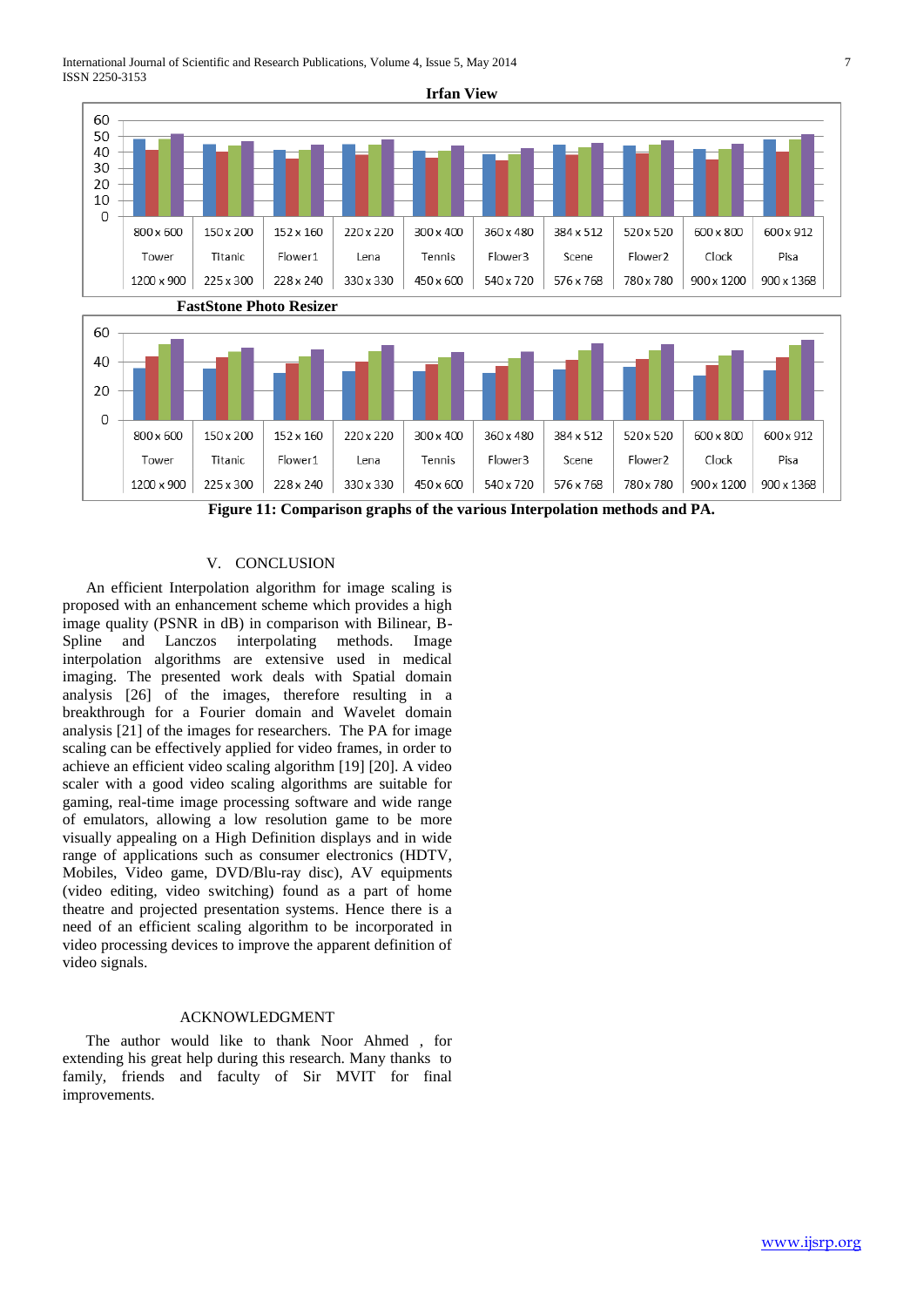**Irfan View**

**FastStone Photo Resizer**

**Figure 11: Comparison graphs of the various Interpolation methods and PA.**

## V. CONCLUSION

An efficient Interpolation algorithm for image scaling is proposed with an enhancement scheme which provides a high image quality (PSNR in dB) in comparison with Bilinear, B-Spline and Lanczos interpolating methods. Image interpolation algorithms are extensive used in medical imaging. The presented work deals with Spatial domain analysis [26] of the images, therefore resulting in a breakthrough for a Fourier domain and Wavelet domain analysis [21] of the images for researchers. The PA for image scaling can be effectively applied for video frames, in order to achieve an efficient video scaling algorithm [19] [20]. A video scaler with a good video scaling algorithms are suitable for gaming, real-time image processing software and wide range of emulators, allowing a low resolution game to be more visually appealing on a High Definition displays and in wide range of applications such as consumer electronics (HDTV, Mobiles, Video game, DVD/Blu-ray disc), AV equipments (video editing, video switching) found as a part of home theatre and projected presentation systems. Hence there is a need of an efficient scaling algorithm to be incorporated in video processing devices to improve the apparent definition of video signals.

## ACKNOWLEDGMENT

The author would like to thank Noor Ahmed , for extending his great help during this research. Many thanks to family, friends and faculty of Sir MVIT for final improvements.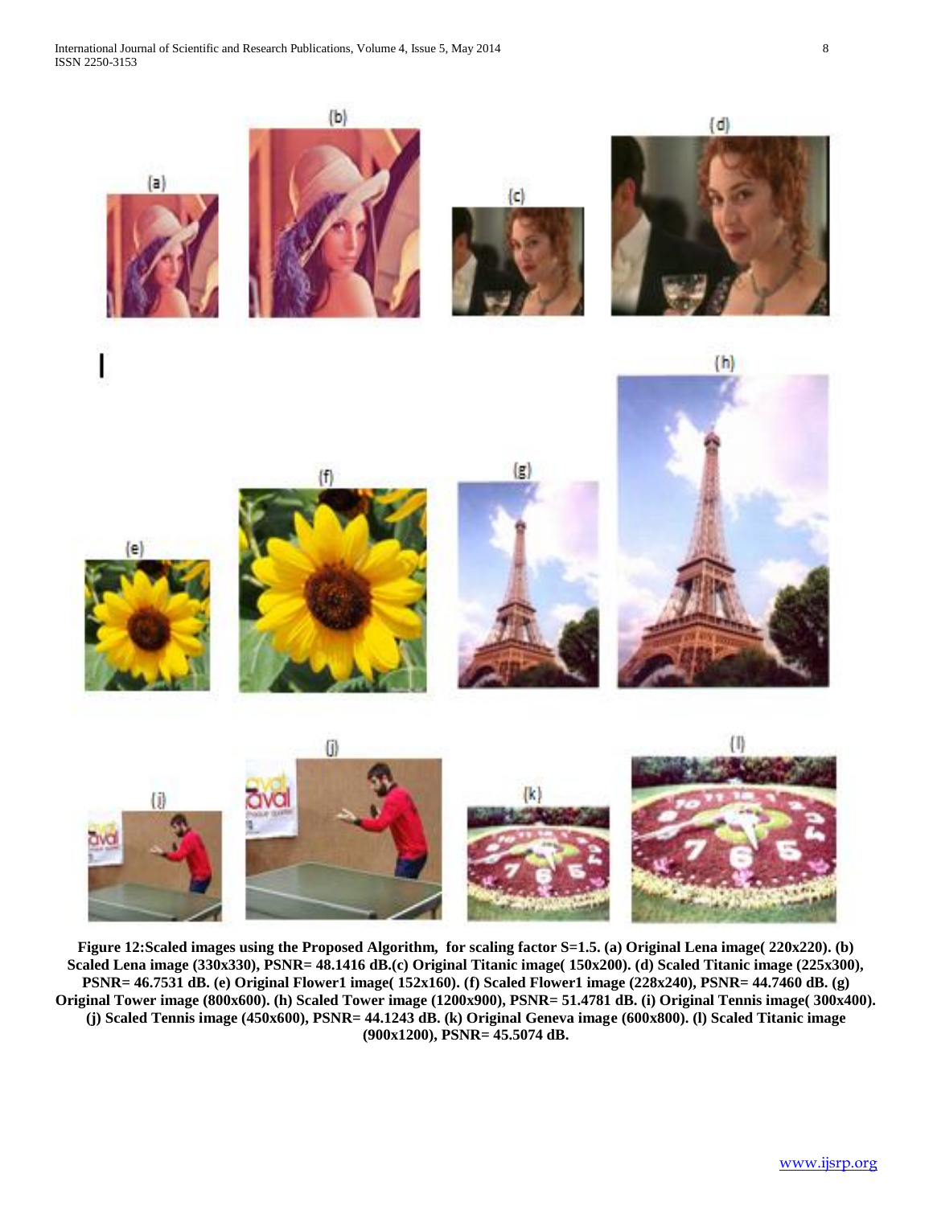**Figure 12:Scaled images using the Proposed Algorithm, for scaling factor S=1.5. (a) Original Lena image( 220x220). (b) Scaled Lena image (330x330), PSNR= 48.1416 dB.(c) Original Titanic image( 150x200). (d) Scaled Titanic image (225x300), PSNR= 46.7531 dB. (e) Original Flower1 image( 152x160). (f) Scaled Flower1 image (228x240), PSNR= 44.7460 dB. (g) Original Tower image (800x600). (h) Scaled Tower image (1200x900), PSNR= 51.4781 dB. (i) Original Tennis image( 300x400). (j) Scaled Tennis image (450x600), PSNR= 44.1243 dB. (k) Original Geneva image (600x800). (l) Scaled Titanic image (900x1200), PSNR= 45.5074 dB.**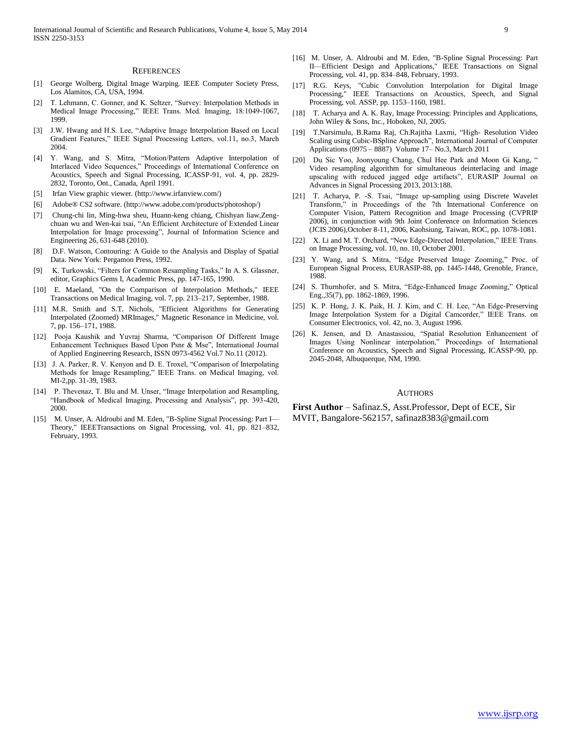## REFERENCES

[1] George Wolberg. Digital Image Warping. IEEE Computer Society Press, Los Alamitos, CA, USA, 1994.

[2] T. Lehmann, C. Gonner, and K. Seltzer, "Survey: Interpolation Methods in Medical Image Processing," IEEE Trans. Med. Imaging, 18:1049-1067, 1999.

[3] J.W. Hwang and H.S. Lee, "Adaptive Image Interpolation Based on Local Gradient Features," IEEE Signal Processing Letters, vol.11, no.3, March 2004.

[4] Y. Wang, and S. Mitra, "Motion/Pattern Adaptive Interpolation of Interlaced Video Sequences," Proceedings of International Conference on Acoustics, Speech and Signal Processing, ICASSP-91, vol. 4, pp. 2829-2832, Toronto, Ont., Canada, April 1991.

[5] Irfan View graphic viewer. (http://www.irfanview.com/)

[6] Adobe® CS2 software. (http://www.adobe.com/products/photoshop/)

[7] Chung-chi lin, Ming-hwa sheu, Huann-keng chiang, Chishyan liaw,Zeng-chuan wu and Wen-kai tsai, "An Efficient Architecture of Extended Linear Interpolation for Image processing", Journal of Information Science and Engineering 26, 631-648 (2010).

[8] D.F. Watson, Contouring: A Guide to the Analysis and Display of Spatial Data. New York: Pergamon Press, 1992.

[9] K. Turkowski, "Filters for Common Resampling Tasks," In A. S. Glassner, editor, Graphics Gems I, Academic Press, pp. 147-165, 1990.

[10] E. Maeland, "On the Comparison of Interpolation Methods," IEEE Transactions on Medical Imaging, vol. 7, pp. 213–217, September, 1988.

[11] M.R. Smith and S.T. Nichols, "Efficient Algorithms for Generating Interpolated (Zoomed) MRImages," Magnetic Resonance in Medicine, vol. 7, pp. 156–171, 1988.

[12] Pooja Kaushik and Yuvraj Sharma, "Comparison Of Different Image Enhancement Techniques Based Upon Psnr & Mse", International Journal of Applied Engineering Research, ISSN 0973-4562 Vol.7 No.11 (2012).

[13] J. A. Parker, R. V. Kenyon and D. E. Troxel, "Comparison of Interpolating Methods for Image Resampling," IEEE Trans. on Medical Imaging, vol. MI-2,pp. 31-39, 1983.

[14] P. Thevenaz, T. Blu and M. Unser, "Image Interpolation and Resampling, "Handbook of Medical Imaging, Processing and Analysis", pp. 393-420, 2000.

[15] M. Unser, A. Aldroubi and M. Eden, "B-Spline Signal Processing: Part I—Theory," IEEETransactions on Signal Processing, vol. 41, pp. 821–832, February, 1993.

[16] M. Unser, A. Aldroubi and M. Eden, "B-Spline Signal Processing: Part II—Efficient Design and Applications," IEEE Transactions on Signal Processing, vol. 41, pp. 834–848, February, 1993.

[17] R.G. Keys, "Cubic Convolution Interpolation for Digital Image Processing," IEEE Transactions on Acoustics, Speech, and Signal Processing, vol. ASSP, pp. 1153–1160, 1981.

[18] T. Acharya and A. K. Ray, Image Processing: Principles and Applications, John Wiley & Sons, Inc., Hoboken, NJ, 2005.

[19] T.Narsimulu, B.Rama Raj, Ch.Rajitha Laxmi, "High- Resolution Video Scaling using Cubic-BSpline Approach", International Journal of Computer Applications (0975 – 8887) Volume 17– No.3, March 2011

[20] Du Sic Yoo, Joonyoung Chang, Chul Hee Park and Moon Gi Kang, " Video resampling algorithm for simultaneous deinterlacing and image upscaling with reduced jagged edge artifacts", EURASIP Journal on Advances in Signal Processing 2013, 2013:188.

[21] T. Acharya, P. -S. Tsai, "Image up-sampling using Discrete Wavelet Transform," in Proceedings of the 7th International Conference on Computer Vision, Pattern Recognition and Image Processing (CVPRIP 2006), in conjunction with 9th Joint Conference on Information Sciences (JCIS 2006),October 8-11, 2006, Kaohsiung, Taiwan, ROC, pp. 1078-1081.

[22] X. Li and M. T. Orchard, "New Edge-Directed Interpolation," IEEE Trans. on Image Processing, vol. 10, no. 10, October 2001.

[23] Y. Wang, and S. Mitra, "Edge Preserved Image Zooming," Proc. of European Signal Process, EURASIP-88, pp. 1445-1448, Grenoble, France, 1988.

[24] S. Thurnhofer, and S. Mitra, "Edge-Enhanced Image Zooming," Optical Eng.,35(7), pp. 1862-1869, 1996.

[25] K. P. Hong, J. K. Paik, H. J. Kim, and C. H. Lee, "An Edge-Preserving Image Interpolation System for a Digital Camcorder," IEEE Trans. on Consumer Electronics, vol. 42, no. 3, August 1996.

[26] K. Jensen, and D. Anastassiou, "Spatial Resolution Enhancement of Images Using Nonlinear interpolation," Proceedings of International Conference on Acoustics, Speech and Signal Processing, ICASSP-90, pp. 2045-2048, Albuquerque, NM, 1990.

## AUTHORS

**First Author** – Safinaz.S, Asst.Professor, Dept of ECE, Sir MVIT, Bangalore-562157, safinaz8383@gmail.com